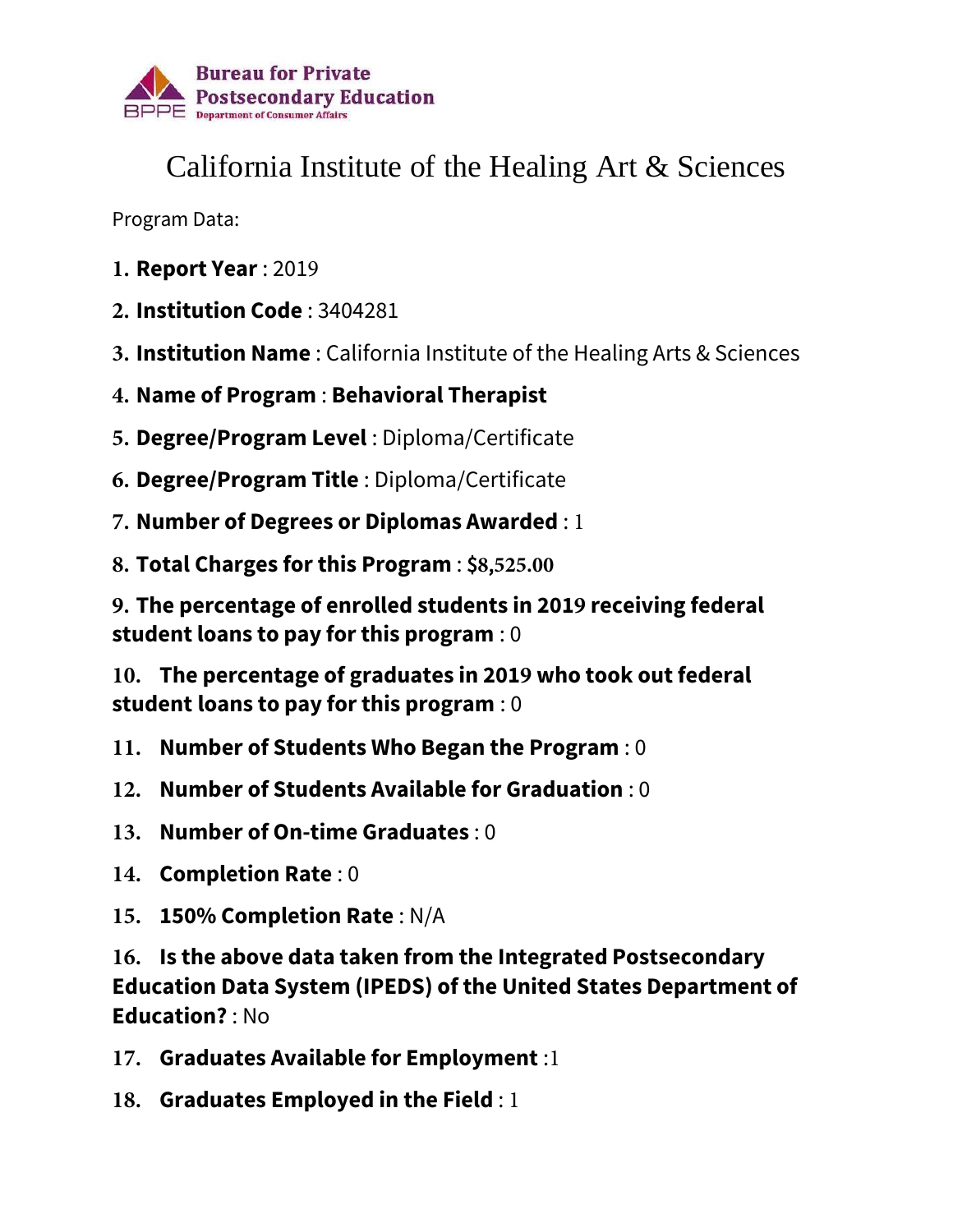Bureau for Private Postsecondary Education
BPPE Department of Consumer Affairs

# California Institute of the Healing Art & Sciences

Program Data:

1. **Report Year** : 2019
2. **Institution Code** : 3404281
3. **Institution Name** : California Institute of the Healing Arts & Sciences
4. **Name of Program** : **Behavioral Therapist**
5. **Degree/Program Level** : Diploma/Certificate
6. **Degree/Program Title** : Diploma/Certificate
7. **Number of Degrees or Diplomas Awarded** : 1
8. **Total Charges for this Program** : **$8,525.00**
9. **The percentage of enrolled students in 2019 receiving federal student loans to pay for this program** : 0
10. **The percentage of graduates in 2019 who took out federal student loans to pay for this program** : 0
11. **Number of Students Who Began the Program** : 0
12. **Number of Students Available for Graduation** : 0
13. **Number of On-time Graduates** : 0
14. **Completion Rate** : 0
15. **150% Completion Rate** : N/A
16. **Is the above data taken from the Integrated Postsecondary Education Data System (IPEDS) of the United States Department of Education?** : No
17. **Graduates Available for Employment** :1
18. **Graduates Employed in the Field** : 1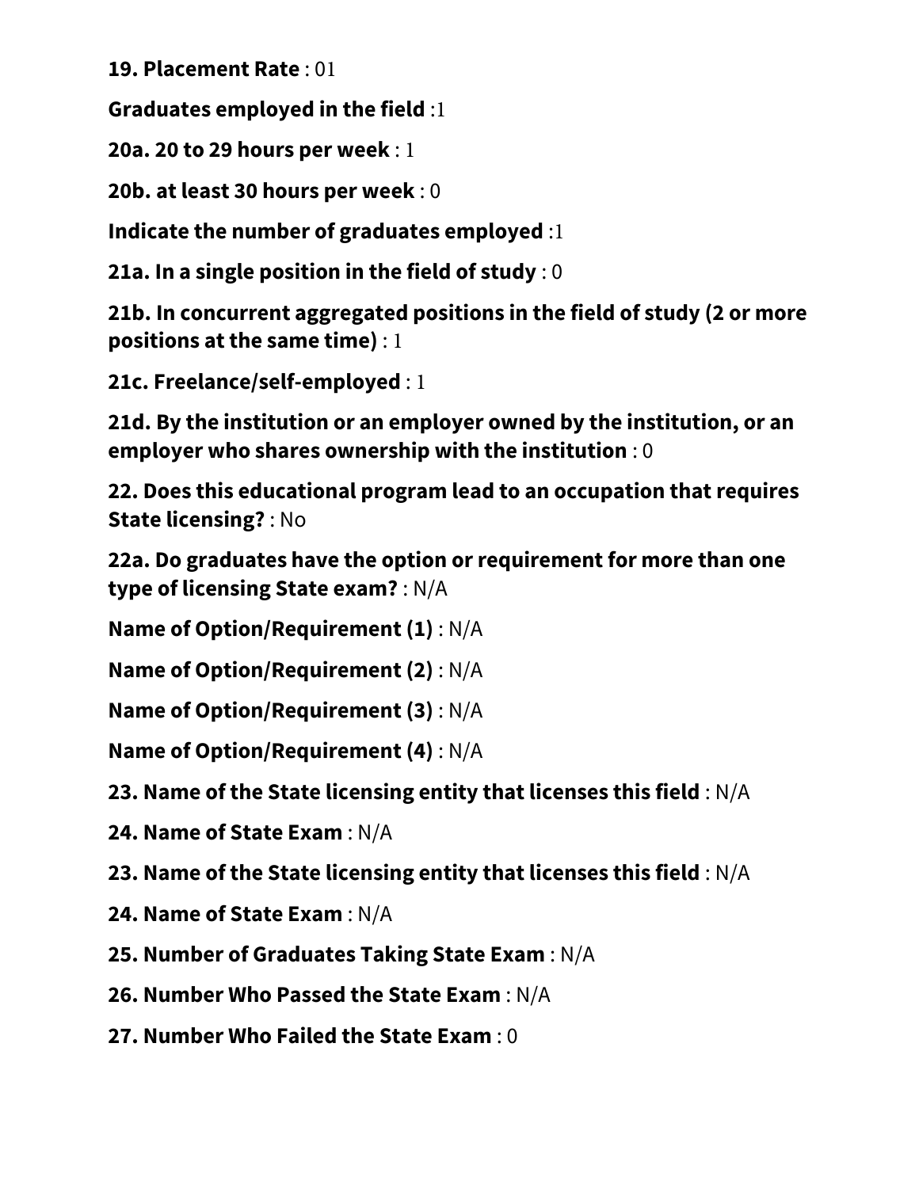**19. Placement Rate** : 01

**Graduates employed in the field** :1

**20a. 20 to 29 hours per week** : 1

**20b. at least 30 hours per week** : 0

**Indicate the number of graduates employed** :1

**21a. In a single position in the field of study** : 0

**21b. In concurrent aggregated positions in the field of study (2 or more positions at the same time)** : 1

**21c. Freelance/self-employed** : 1

**21d. By the institution or an employer owned by the institution, or an employer who shares ownership with the institution** : 0

**22. Does this educational program lead to an occupation that requires State licensing?** : No

**22a. Do graduates have the option or requirement for more than one type of licensing State exam?** : N/A

**Name of Option/Requirement (1)** : N/A

**Name of Option/Requirement (2)** : N/A

**Name of Option/Requirement (3)** : N/A

**Name of Option/Requirement (4)** : N/A

**23. Name of the State licensing entity that licenses this field** : N/A

**24. Name of State Exam** : N/A

**23. Name of the State licensing entity that licenses this field** : N/A

**24. Name of State Exam** : N/A

**25. Number of Graduates Taking State Exam** : N/A

**26. Number Who Passed the State Exam** : N/A

**27. Number Who Failed the State Exam** : 0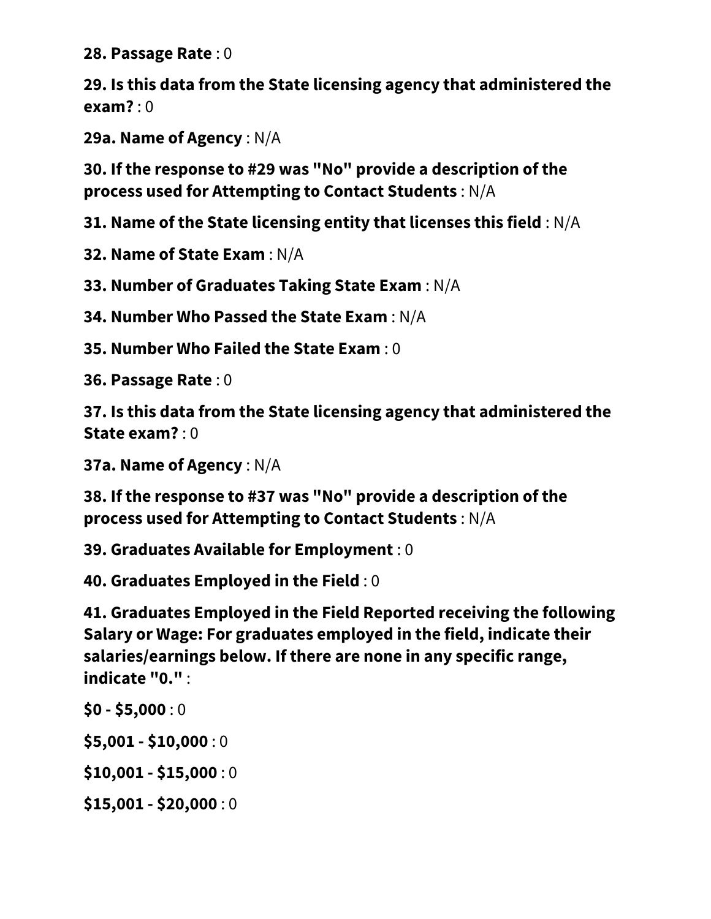**28. Passage Rate** : 0

**29. Is this data from the State licensing agency that administered the exam?** : 0

**29a. Name of Agency** : N/A

**30. If the response to #29 was "No" provide a description of the process used for Attempting to Contact Students** : N/A

**31. Name of the State licensing entity that licenses this field** : N/A

**32. Name of State Exam** : N/A

**33. Number of Graduates Taking State Exam** : N/A

**34. Number Who Passed the State Exam** : N/A

**35. Number Who Failed the State Exam** : 0

**36. Passage Rate** : 0

**37. Is this data from the State licensing agency that administered the State exam?** : 0

**37a. Name of Agency** : N/A

**38. If the response to #37 was "No" provide a description of the process used for Attempting to Contact Students** : N/A

**39. Graduates Available for Employment** : 0

**40. Graduates Employed in the Field** : 0

**41. Graduates Employed in the Field Reported receiving the following Salary or Wage: For graduates employed in the field, indicate their salaries/earnings below. If there are none in any specific range, indicate "0."** :

**$0 - $5,000** : 0

**$5,001 - $10,000** : 0

**$10,001 - $15,000** : 0

**$15,001 - $20,000** : 0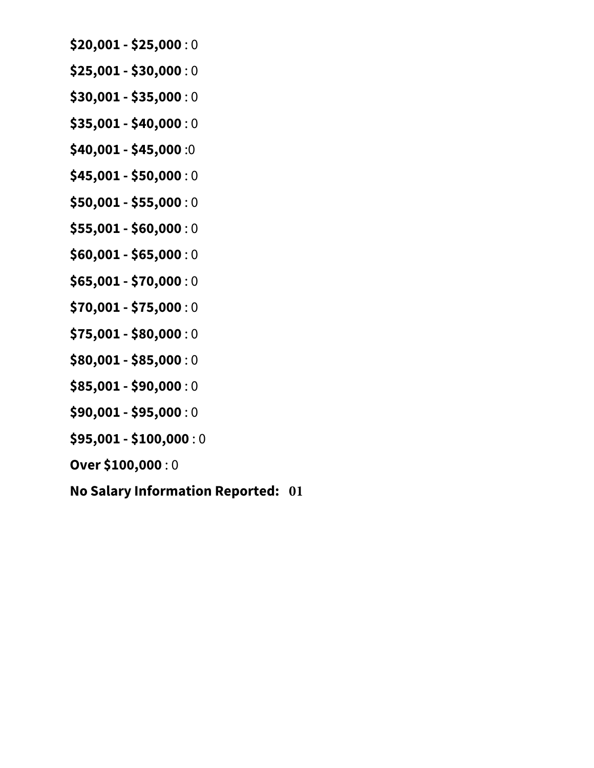**$20,001 - $25,000** : 0

**$25,001 - $30,000** : 0

**$30,001 - $35,000** : 0

**$35,001 - $40,000** : 0

**$40,001 - $45,000** :0

**$45,001 - $50,000** : 0

**$50,001 - $55,000** : 0

**$55,001 - $60,000** : 0

**$60,001 - $65,000** : 0

**$65,001 - $70,000** : 0

**$70,001 - $75,000** : 0

**$75,001 - $80,000** : 0

**$80,001 - $85,000** : 0

**$85,001 - $90,000** : 0

**$90,001 - $95,000** : 0

**$95,001 - $100,000** : 0

**Over $100,000** : 0

**No Salary Information Reported: 01**